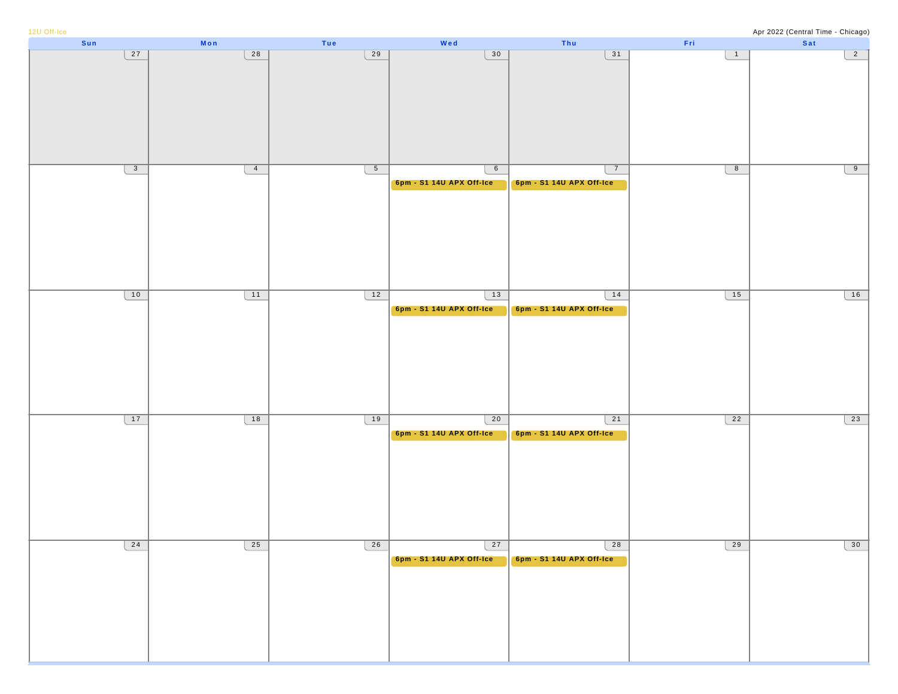12U Off-Ice

Apr 2022 (Central Time - Chicago)

| Sun | Mon | Tue | Wed | Thu | Fri | Sat |
|---|---|---|---|---|---|---|
| 27 | 28 | 29 | 30 | 31 | 1 | 2 |
| 3 | 4 | 5 | 6<br>6pm - S1 14U APX Off-Ice | 7<br>6pm - S1 14U APX Off-Ice | 8 | 9 |
| 10 | 11 | 12 | 13<br>6pm - S1 14U APX Off-Ice | 14<br>6pm - S1 14U APX Off-Ice | 15 | 16 |
| 17 | 18 | 19 | 20<br>6pm - S1 14U APX Off-Ice | 21<br>6pm - S1 14U APX Off-Ice | 22 | 23 |
| 24 | 25 | 26 | 27<br>6pm - S1 14U APX Off-Ice | 28<br>6pm - S1 14U APX Off-Ice | 29 | 30 |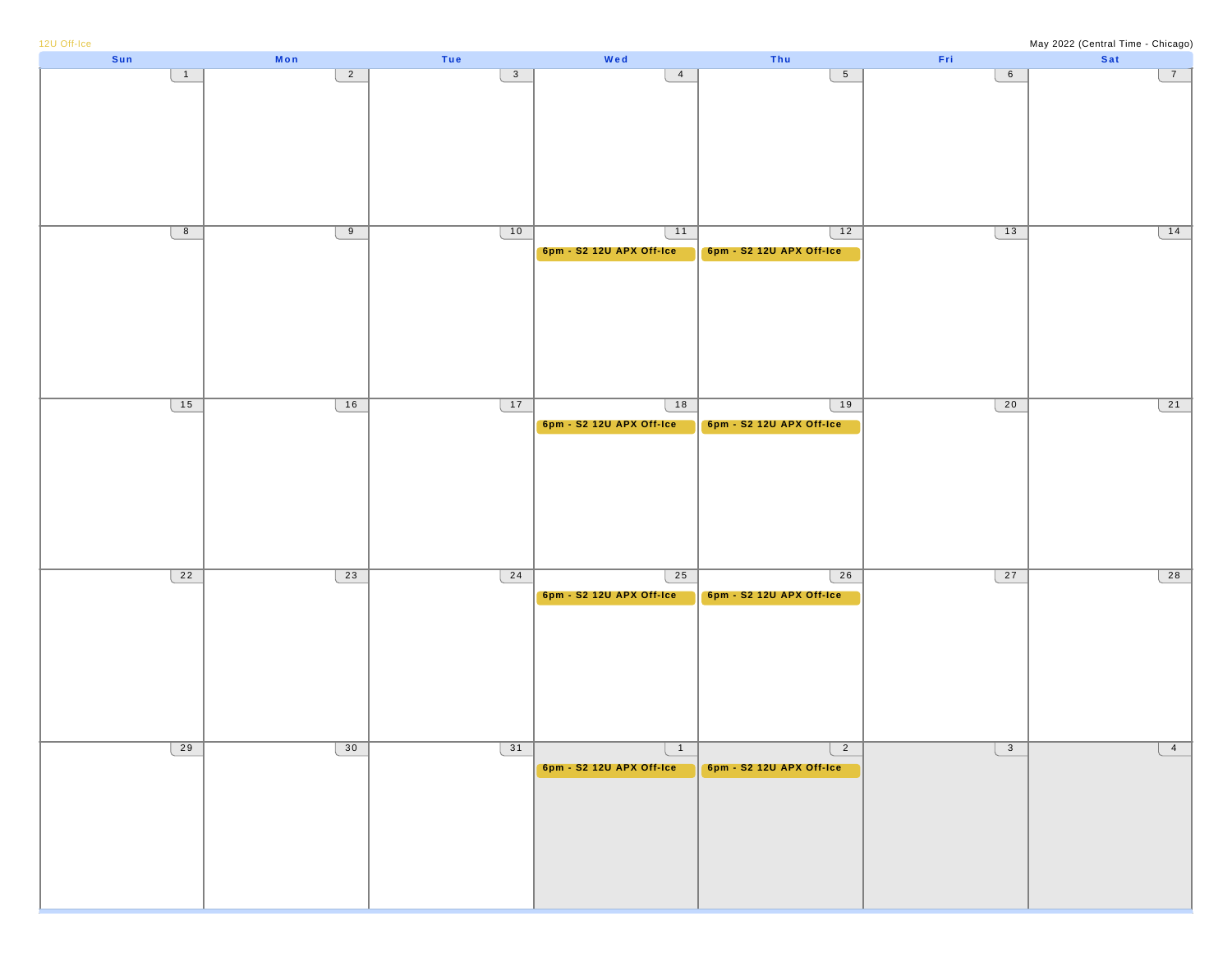12U Off-Ice

May 2022 (Central Time - Chicago)

| Sun | Mon | Tue | Wed | Thu | Fri | Sat |
|---|---|---|---|---|---|---|
| 1 | 2 | 3 | 4 | 5 | 6 | 7 |
| 8 | 9 | 10 | 11<br>6pm - S2 12U APX Off-Ice | 12<br>6pm - S2 12U APX Off-Ice | 13 | 14 |
| 15 | 16 | 17 | 18<br>6pm - S2 12U APX Off-Ice | 19<br>6pm - S2 12U APX Off-Ice | 20 | 21 |
| 22 | 23 | 24 | 25<br>6pm - S2 12U APX Off-Ice | 26<br>6pm - S2 12U APX Off-Ice | 27 | 28 |
| 29 | 30 | 31 | 1<br>6pm - S2 12U APX Off-Ice | 2<br>6pm - S2 12U APX Off-Ice | 3 | 4 |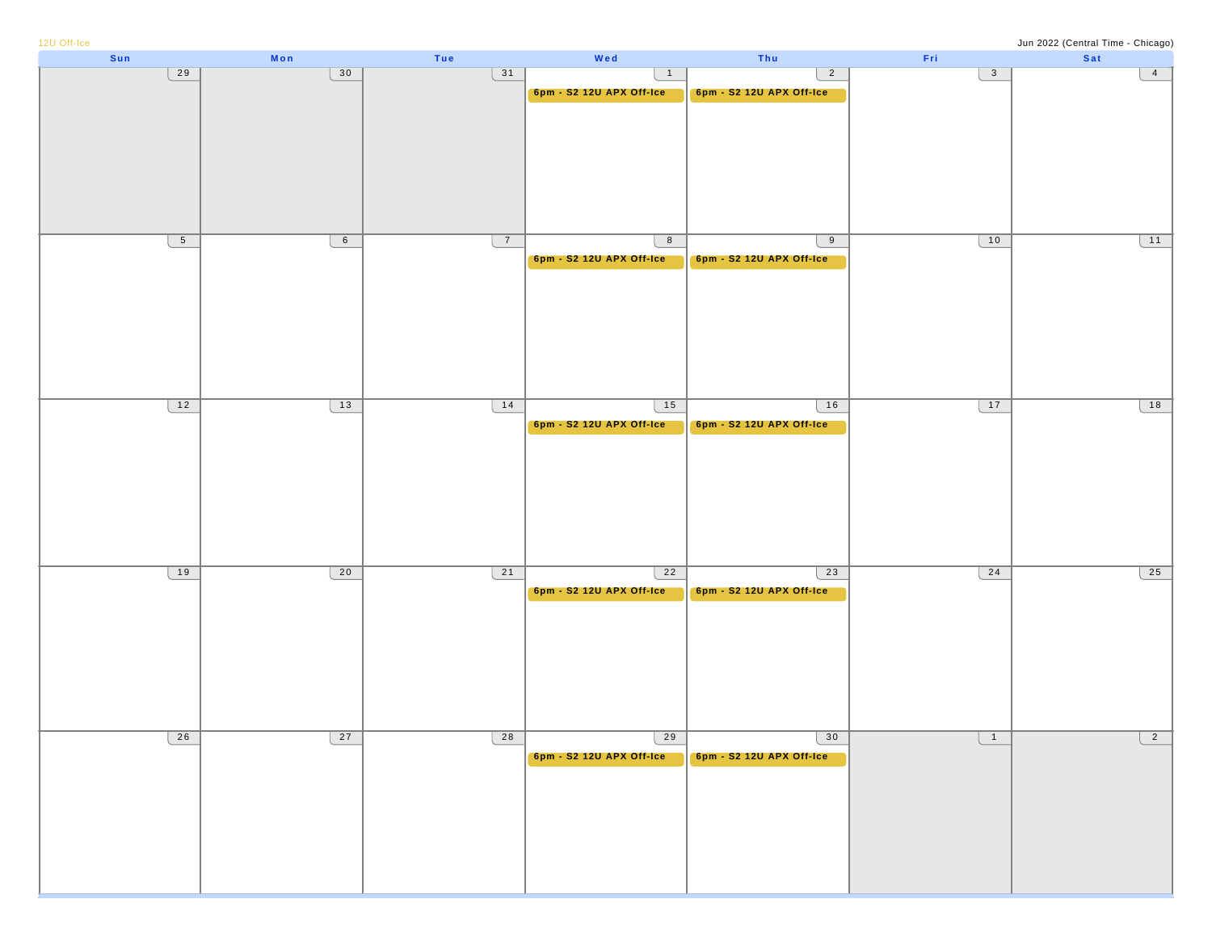12U Off-Ice

Jun 2022 (Central Time - Chicago)

| Sun | Mon | Tue | Wed | Thu | Fri | Sat |
| --- | --- | --- | --- | --- | --- | --- |
| 29 | 30 | 31 | 1<br>6pm - S2 12U APX Off-Ice | 2<br>6pm - S2 12U APX Off-Ice | 3 | 4 |
| 5 | 6 | 7 | 8<br>6pm - S2 12U APX Off-Ice | 9<br>6pm - S2 12U APX Off-Ice | 10 | 11 |
| 12 | 13 | 14 | 15<br>6pm - S2 12U APX Off-Ice | 16<br>6pm - S2 12U APX Off-Ice | 17 | 18 |
| 19 | 20 | 21 | 22<br>6pm - S2 12U APX Off-Ice | 23<br>6pm - S2 12U APX Off-Ice | 24 | 25 |
| 26 | 27 | 28 | 29<br>6pm - S2 12U APX Off-Ice | 30<br>6pm - S2 12U APX Off-Ice | 1 | 2 |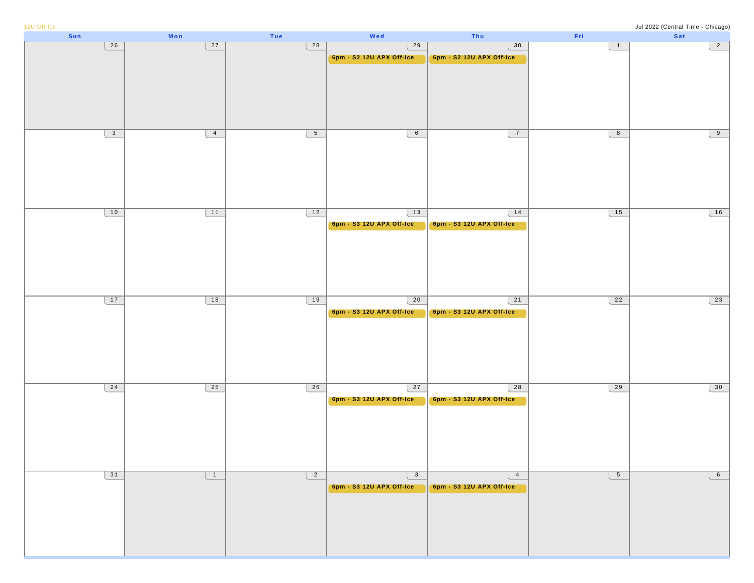12U Off-Ice

Jul 2022 (Central Time - Chicago)

| Sun | Mon | Tue | Wed | Thu | Fri | Sat |
|---|---|---|---|---|---|---|
| 26 | 27 | 28 | 29<br>6pm - S2 12U APX Off-Ice | 30<br>6pm - S2 12U APX Off-Ice | 1 | 2 |
| 3 | 4 | 5 | 6 | 7 | 8 | 9 |
| 10 | 11 | 12 | 13<br>6pm - S3 12U APX Off-Ice | 14<br>6pm - S3 12U APX Off-Ice | 15 | 16 |
| 17 | 18 | 19 | 20<br>6pm - S3 12U APX Off-Ice | 21<br>6pm - S3 12U APX Off-Ice | 22 | 23 |
| 24 | 25 | 26 | 27<br>6pm - S3 12U APX Off-Ice | 28<br>6pm - S3 12U APX Off-Ice | 29 | 30 |
| 31 | 1 | 2 | 3<br>6pm - S3 12U APX Off-Ice | 4<br>6pm - S3 12U APX Off-Ice | 5 | 6 |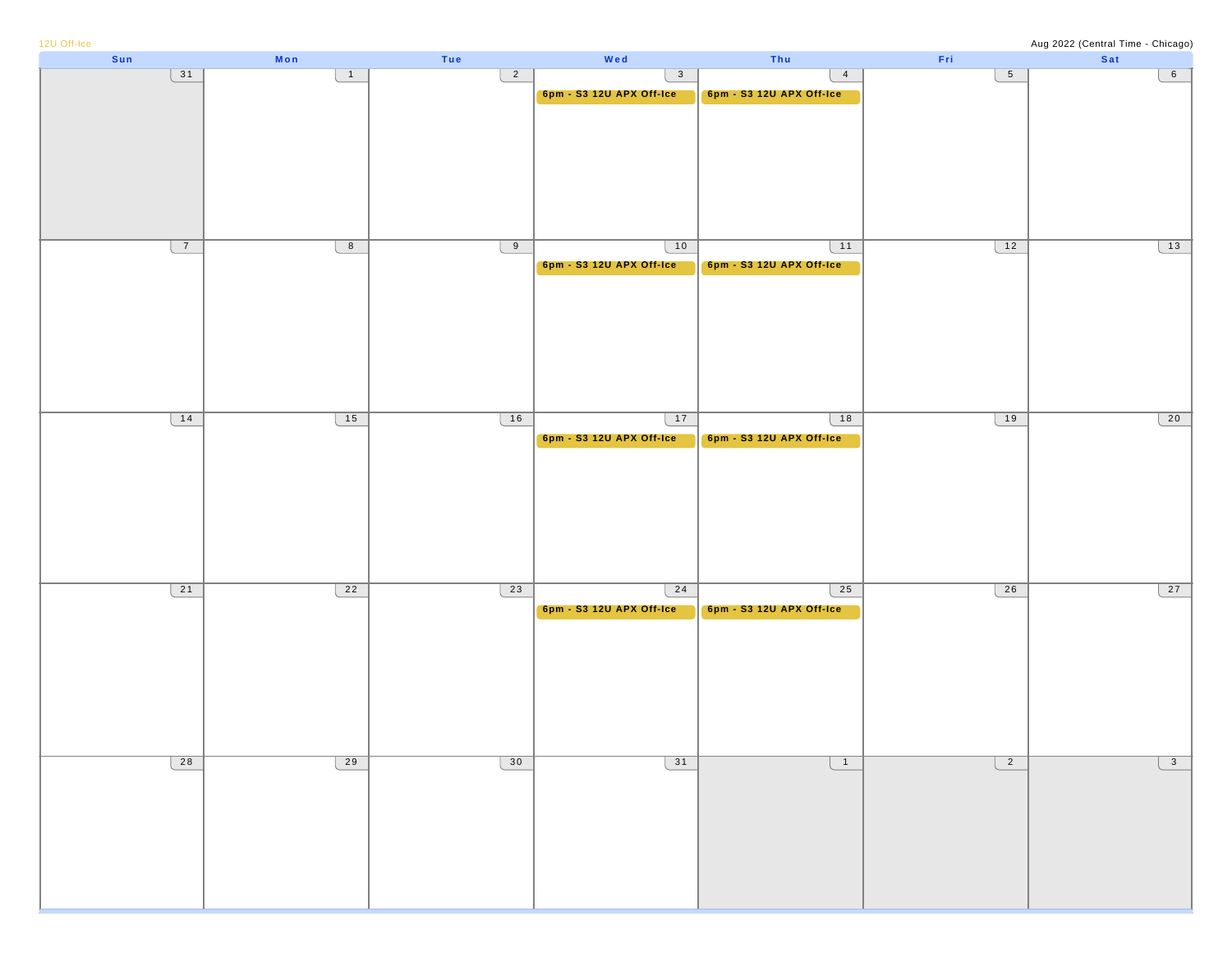12U Off-Ice

Aug 2022 (Central Time - Chicago)

| Sun | Mon | Tue | Wed | Thu | Fri | Sat |
|---|---|---|---|---|---|---|
| 31 | 1 | 2 | 3<br>6pm - S3 12U APX Off-Ice | 4<br>6pm - S3 12U APX Off-Ice | 5 | 6 |
| 7 | 8 | 9 | 10<br>6pm - S3 12U APX Off-Ice | 11<br>6pm - S3 12U APX Off-Ice | 12 | 13 |
| 14 | 15 | 16 | 17<br>6pm - S3 12U APX Off-Ice | 18<br>6pm - S3 12U APX Off-Ice | 19 | 20 |
| 21 | 22 | 23 | 24<br>6pm - S3 12U APX Off-Ice | 25<br>6pm - S3 12U APX Off-Ice | 26 | 27 |
| 28 | 29 | 30 | 31 | 1 | 2 | 3 |